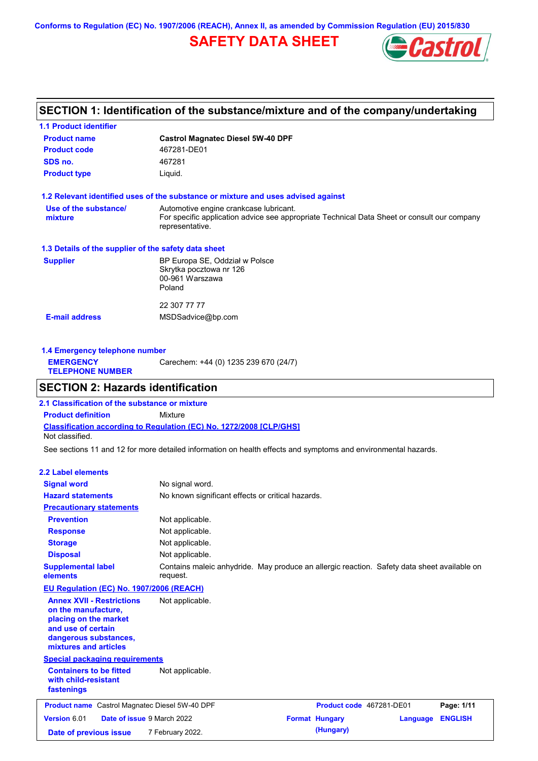Conforms to Regulation (EC) No. 1907/2006 (REACH), Annex II, as amended by Commission Regulation (EU) 2015/830

# SAFETY DATA SHEET

## SECTION 1: Identification of the substance/mixture and of the company/undertaking

### 1.1 Product identifier

| | |
|---|---|
| **Product name** | **Castrol Magnatec Diesel 5W-40 DPF** |
| **Product code** | 467281-DE01 |
| **SDS no.** | 467281 |
| **Product type** | Liquid. |

### 1.2 Relevant identified uses of the substance or mixture and uses advised against

**Use of the substance/ mixture**: Automotive engine crankcase lubricant.
For specific application advice see appropriate Technical Data Sheet or consult our company representative.

### 1.3 Details of the supplier of the safety data sheet

**Supplier**: BP Europa SE, Oddział w Polsce
Skrytka pocztowa nr 126
00-961 Warszawa
Poland

22 307 77 77

**E-mail address**: MSDSadvice@bp.com

### 1.4 Emergency telephone number

**EMERGENCY TELEPHONE NUMBER**: Carechem: +44 (0) 1235 239 670 (24/7)

## SECTION 2: Hazards identification

### 2.1 Classification of the substance or mixture

**Product definition**: Mixture

**Classification according to Regulation (EC) No. 1272/2008 [CLP/GHS]**
Not classified.

See sections 11 and 12 for more detailed information on health effects and symptoms and environmental hazards.

### 2.2 Label elements

| | |
|---|---|
| **Signal word** | No signal word. |
| **Hazard statements** | No known significant effects or critical hazards. |

**Precautionary statements**

| | |
|---|---|
| **Prevention** | Not applicable. |
| **Response** | Not applicable. |
| **Storage** | Not applicable. |
| **Disposal** | Not applicable. |
| **Supplemental label elements** | Contains maleic anhydride. May produce an allergic reaction. Safety data sheet available on request. |

**EU Regulation (EC) No. 1907/2006 (REACH)**

| | |
|---|---|
| **Annex XVII - Restrictions on the manufacture, placing on the market and use of certain dangerous substances, mixtures and articles** | Not applicable. |

**Special packaging requirements**

| | |
|---|---|
| **Containers to be fitted with child-resistant fastenings** | Not applicable. |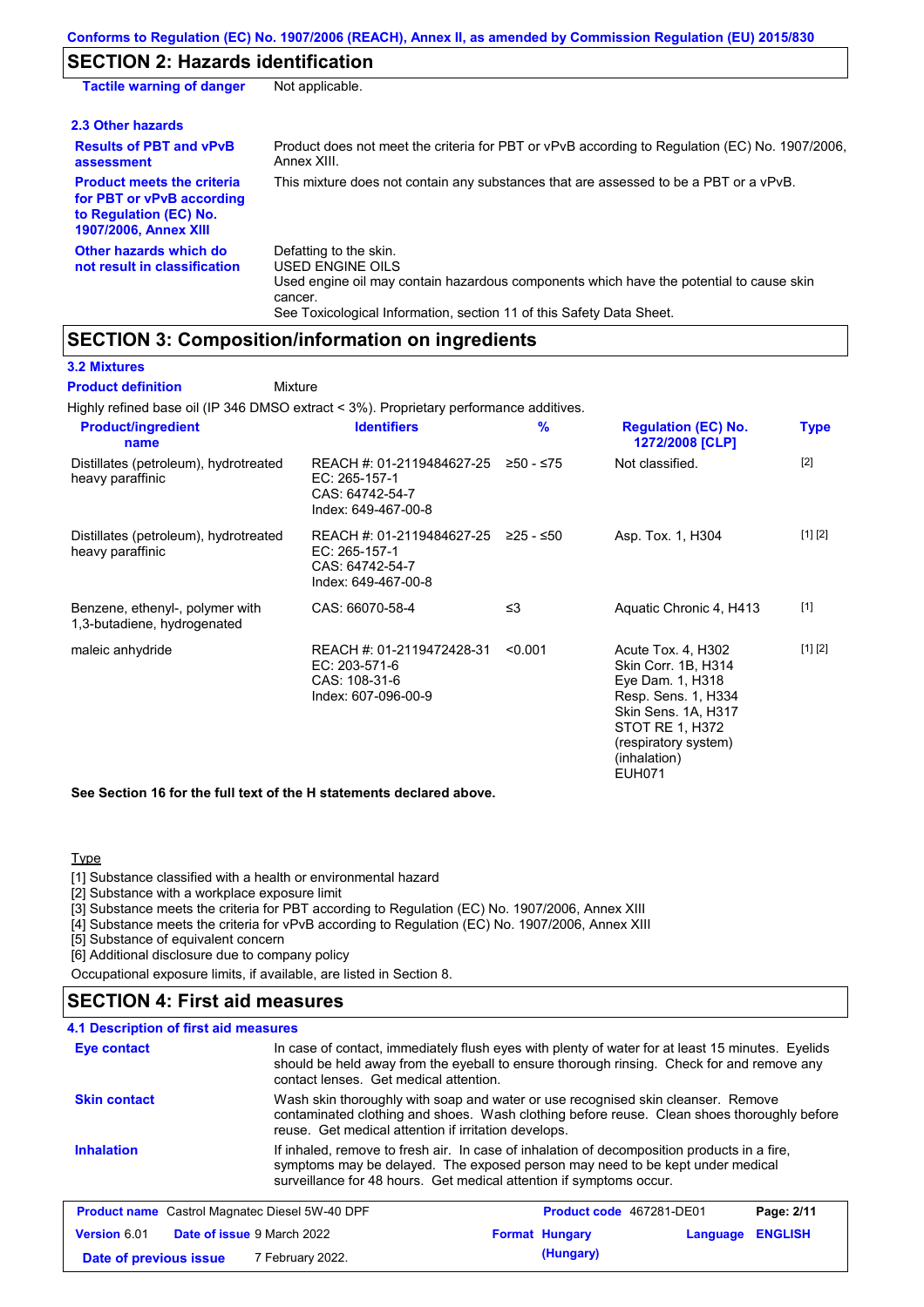Conforms to Regulation (EC) No. 1907/2006 (REACH), Annex II, as amended by Commission Regulation (EU) 2015/830

## SECTION 2: Hazards identification

**Tactile warning of danger** Not applicable.

### 2.3 Other hazards

**Results of PBT and vPvB assessment**: Product does not meet the criteria for PBT or vPvB according to Regulation (EC) No. 1907/2006, Annex XIII.

**Product meets the criteria for PBT or vPvB according to Regulation (EC) No. 1907/2006, Annex XIII**: This mixture does not contain any substances that are assessed to be a PBT or a vPvB.

**Other hazards which do not result in classification**: Defatting to the skin.
USED ENGINE OILS
Used engine oil may contain hazardous components which have the potential to cause skin cancer.
See Toxicological Information, section 11 of this Safety Data Sheet.

## SECTION 3: Composition/information on ingredients

### 3.2 Mixtures

**Product definition** Mixture

Highly refined base oil (IP 346 DMSO extract < 3%). Proprietary performance additives.

| Product/ingredient name | Identifiers | % | Regulation (EC) No. 1272/2008 [CLP] | Type |
|---|---|---|---|---|
| Distillates (petroleum), hydrotreated heavy paraffinic | REACH #: 01-2119484627-25<br>EC: 265-157-1<br>CAS: 64742-54-7<br>Index: 649-467-00-8 | ≥50 - ≤75 | Not classified. | [2] |
| Distillates (petroleum), hydrotreated heavy paraffinic | REACH #: 01-2119484627-25<br>EC: 265-157-1<br>CAS: 64742-54-7<br>Index: 649-467-00-8 | ≥25 - ≤50 | Asp. Tox. 1, H304 | [1] [2] |
| Benzene, ethenyl-, polymer with 1,3-butadiene, hydrogenated | CAS: 66070-58-4 | ≤3 | Aquatic Chronic 4, H413 | [1] |
| maleic anhydride | REACH #: 01-2119472428-31<br>EC: 203-571-6<br>CAS: 108-31-6<br>Index: 607-096-00-9 | <0.001 | Acute Tox. 4, H302<br>Skin Corr. 1B, H314<br>Eye Dam. 1, H318<br>Resp. Sens. 1, H334<br>Skin Sens. 1A, H317<br>STOT RE 1, H372 (respiratory system) (inhalation)<br>EUH071 | [1] [2] |

**See Section 16 for the full text of the H statements declared above.**

Type

[1] Substance classified with a health or environmental hazard
[2] Substance with a workplace exposure limit
[3] Substance meets the criteria for PBT according to Regulation (EC) No. 1907/2006, Annex XIII
[4] Substance meets the criteria for vPvB according to Regulation (EC) No. 1907/2006, Annex XIII
[5] Substance of equivalent concern
[6] Additional disclosure due to company policy

Occupational exposure limits, if available, are listed in Section 8.

## SECTION 4: First aid measures

### 4.1 Description of first aid measures

**Eye contact**: In case of contact, immediately flush eyes with plenty of water for at least 15 minutes. Eyelids should be held away from the eyeball to ensure thorough rinsing. Check for and remove any contact lenses. Get medical attention.

**Skin contact**: Wash skin thoroughly with soap and water or use recognised skin cleanser. Remove contaminated clothing and shoes. Wash clothing before reuse. Clean shoes thoroughly before reuse. Get medical attention if irritation develops.

**Inhalation**: If inhaled, remove to fresh air. In case of inhalation of decomposition products in a fire, symptoms may be delayed. The exposed person may need to be kept under medical surveillance for 48 hours. Get medical attention if symptoms occur.

| **Product name** Castrol Magnatec Diesel 5W-40 DPF | **Product code** 467281-DE01 | |
|---|---|---|
| **Version** 6.01 **Date of issue** 9 March 2022 | **Format** Hungary (Hungary) | **Language** ENGLISH |
| **Date of previous issue** 7 February 2022. | | |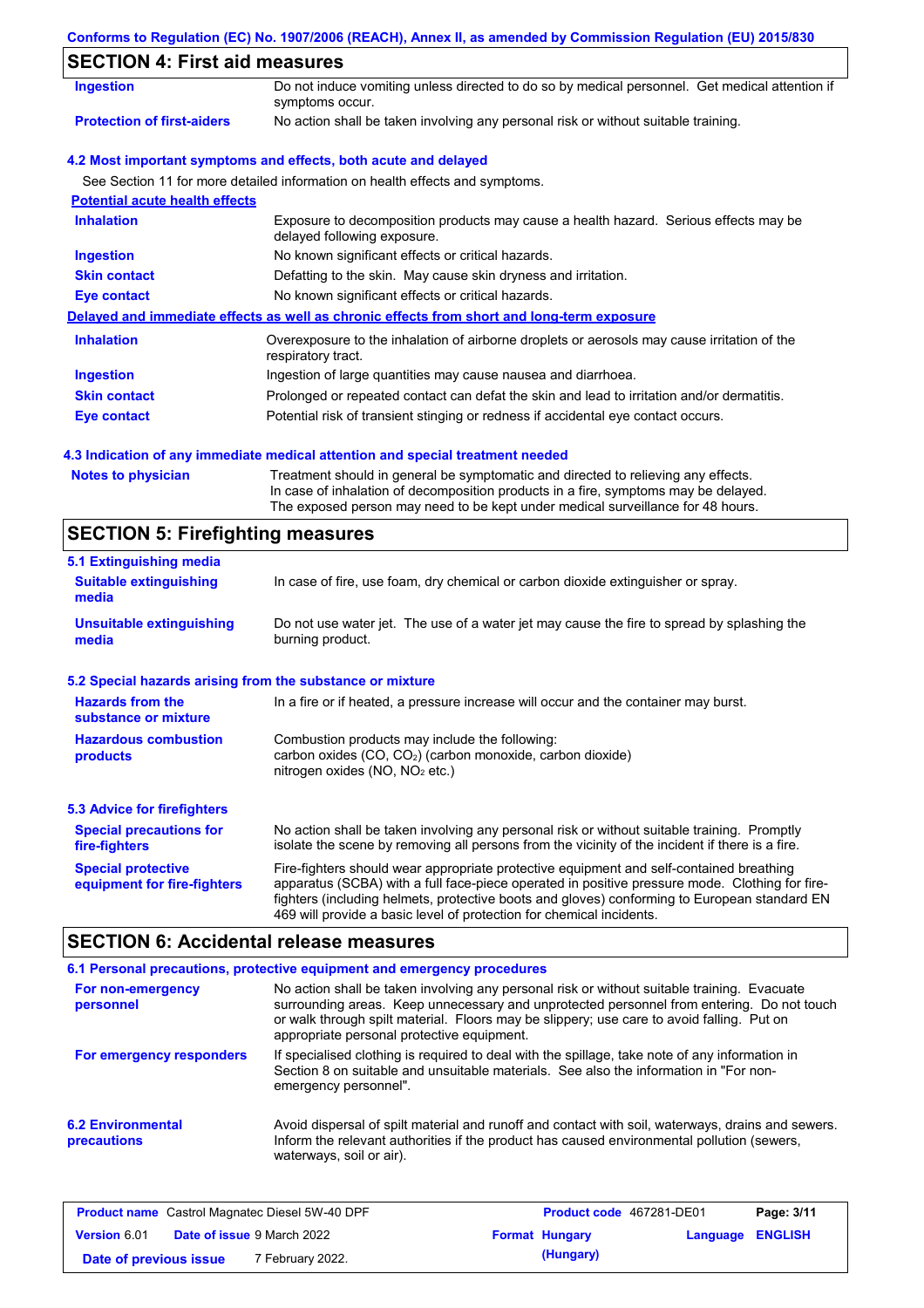## SECTION 4: First aid measures

| | |
|---|---|
| **Ingestion** | Do not induce vomiting unless directed to do so by medical personnel. Get medical attention if symptoms occur. |
| **Protection of first-aiders** | No action shall be taken involving any personal risk or without suitable training. |

### 4.2 Most important symptoms and effects, both acute and delayed

See Section 11 for more detailed information on health effects and symptoms.

**Potential acute health effects**

| | |
|---|---|
| **Inhalation** | Exposure to decomposition products may cause a health hazard. Serious effects may be delayed following exposure. |
| **Ingestion** | No known significant effects or critical hazards. |
| **Skin contact** | Defatting to the skin. May cause skin dryness and irritation. |
| **Eye contact** | No known significant effects or critical hazards. |

**Delayed and immediate effects as well as chronic effects from short and long-term exposure**

| | |
|---|---|
| **Inhalation** | Overexposure to the inhalation of airborne droplets or aerosols may cause irritation of the respiratory tract. |
| **Ingestion** | Ingestion of large quantities may cause nausea and diarrhoea. |
| **Skin contact** | Prolonged or repeated contact can defat the skin and lead to irritation and/or dermatitis. |
| **Eye contact** | Potential risk of transient stinging or redness if accidental eye contact occurs. |

### 4.3 Indication of any immediate medical attention and special treatment needed

| | |
|---|---|
| **Notes to physician** | Treatment should in general be symptomatic and directed to relieving any effects. In case of inhalation of decomposition products in a fire, symptoms may be delayed. The exposed person may need to be kept under medical surveillance for 48 hours. |

## SECTION 5: Firefighting measures

### 5.1 Extinguishing media

| | |
|---|---|
| **Suitable extinguishing media** | In case of fire, use foam, dry chemical or carbon dioxide extinguisher or spray. |
| **Unsuitable extinguishing media** | Do not use water jet. The use of a water jet may cause the fire to spread by splashing the burning product. |

### 5.2 Special hazards arising from the substance or mixture

| | |
|---|---|
| **Hazards from the substance or mixture** | In a fire or if heated, a pressure increase will occur and the container may burst. |
| **Hazardous combustion products** | Combustion products may include the following: carbon oxides (CO, $CO_2$) (carbon monoxide, carbon dioxide) nitrogen oxides (NO, $NO_2$ etc.) |

### 5.3 Advice for firefighters

| | |
|---|---|
| **Special precautions for fire-fighters** | No action shall be taken involving any personal risk or without suitable training. Promptly isolate the scene by removing all persons from the vicinity of the incident if there is a fire. |
| **Special protective equipment for fire-fighters** | Fire-fighters should wear appropriate protective equipment and self-contained breathing apparatus (SCBA) with a full face-piece operated in positive pressure mode. Clothing for fire-fighters (including helmets, protective boots and gloves) conforming to European standard EN 469 will provide a basic level of protection for chemical incidents. |

## SECTION 6: Accidental release measures

### 6.1 Personal precautions, protective equipment and emergency procedures

| | |
|---|---|
| **For non-emergency personnel** | No action shall be taken involving any personal risk or without suitable training. Evacuate surrounding areas. Keep unnecessary and unprotected personnel from entering. Do not touch or walk through spilt material. Floors may be slippery; use care to avoid falling. Put on appropriate personal protective equipment. |
| **For emergency responders** | If specialised clothing is required to deal with the spillage, take note of any information in Section 8 on suitable and unsuitable materials. See also the information in "For non-emergency personnel". |

| | |
|---|---|
| **6.2 Environmental precautions** | Avoid dispersal of spilt material and runoff and contact with soil, waterways, drains and sewers. Inform the relevant authorities if the product has caused environmental pollution (sewers, waterways, soil or air). |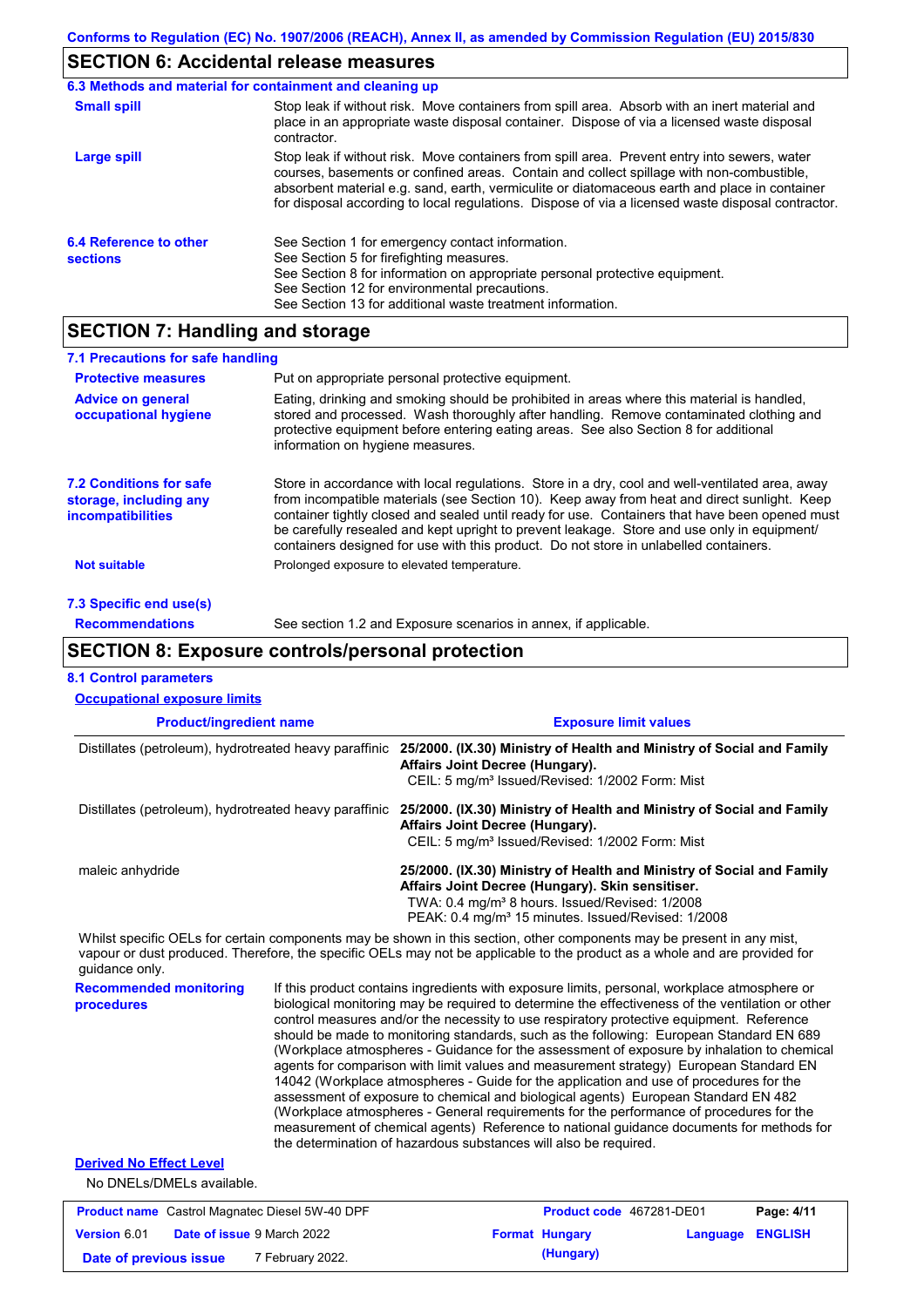## SECTION 6: Accidental release measures

### 6.3 Methods and material for containment and cleaning up

**Small spill**

Stop leak if without risk. Move containers from spill area. Absorb with an inert material and place in an appropriate waste disposal container. Dispose of via a licensed waste disposal contractor.

**Large spill**

Stop leak if without risk. Move containers from spill area. Prevent entry into sewers, water courses, basements or confined areas. Contain and collect spillage with non-combustible, absorbent material e.g. sand, earth, vermiculite or diatomaceous earth and place in container for disposal according to local regulations. Dispose of via a licensed waste disposal contractor.

### 6.4 Reference to other sections

See Section 1 for emergency contact information.
See Section 5 for firefighting measures.
See Section 8 for information on appropriate personal protective equipment.
See Section 12 for environmental precautions.
See Section 13 for additional waste treatment information.

## SECTION 7: Handling and storage

### 7.1 Precautions for safe handling

**Protective measures**

Put on appropriate personal protective equipment.

**Advice on general occupational hygiene**

Eating, drinking and smoking should be prohibited in areas where this material is handled, stored and processed. Wash thoroughly after handling. Remove contaminated clothing and protective equipment before entering eating areas. See also Section 8 for additional information on hygiene measures.

### 7.2 Conditions for safe storage, including any incompatibilities

Store in accordance with local regulations. Store in a dry, cool and well-ventilated area, away from incompatible materials (see Section 10). Keep away from heat and direct sunlight. Keep container tightly closed and sealed until ready for use. Containers that have been opened must be carefully resealed and kept upright to prevent leakage. Store and use only in equipment/ containers designed for use with this product. Do not store in unlabelled containers.

**Not suitable**

Prolonged exposure to elevated temperature.

### 7.3 Specific end use(s)

**Recommendations**

See section 1.2 and Exposure scenarios in annex, if applicable.

## SECTION 8: Exposure controls/personal protection

### 8.1 Control parameters

**Occupational exposure limits**

| Product/ingredient name | Exposure limit values |
|---|---|
| Distillates (petroleum), hydrotreated heavy paraffinic | **25/2000. (IX.30) Ministry of Health and Ministry of Social and Family Affairs Joint Decree (Hungary).** CEIL: 5 mg/m³ Issued/Revised: 1/2002 Form: Mist |
| Distillates (petroleum), hydrotreated heavy paraffinic | **25/2000. (IX.30) Ministry of Health and Ministry of Social and Family Affairs Joint Decree (Hungary).** CEIL: 5 mg/m³ Issued/Revised: 1/2002 Form: Mist |
| maleic anhydride | **25/2000. (IX.30) Ministry of Health and Ministry of Social and Family Affairs Joint Decree (Hungary). Skin sensitiser.** TWA: 0.4 mg/m³ 8 hours. Issued/Revised: 1/2008 PEAK: 0.4 mg/m³ 15 minutes. Issued/Revised: 1/2008 |

Whilst specific OELs for certain components may be shown in this section, other components may be present in any mist, vapour or dust produced. Therefore, the specific OELs may not be applicable to the product as a whole and are provided for guidance only.

**Recommended monitoring procedures**

If this product contains ingredients with exposure limits, personal, workplace atmosphere or biological monitoring may be required to determine the effectiveness of the ventilation or other control measures and/or the necessity to use respiratory protective equipment. Reference should be made to monitoring standards, such as the following: European Standard EN 689 (Workplace atmospheres - Guidance for the assessment of exposure by inhalation to chemical agents for comparison with limit values and measurement strategy) European Standard EN 14042 (Workplace atmospheres - Guide for the application and use of procedures for the assessment of exposure to chemical and biological agents) European Standard EN 482 (Workplace atmospheres - General requirements for the performance of procedures for the measurement of chemical agents) Reference to national guidance documents for methods for the determination of hazardous substances will also be required.

**Derived No Effect Level**

No DNELs/DMELs available.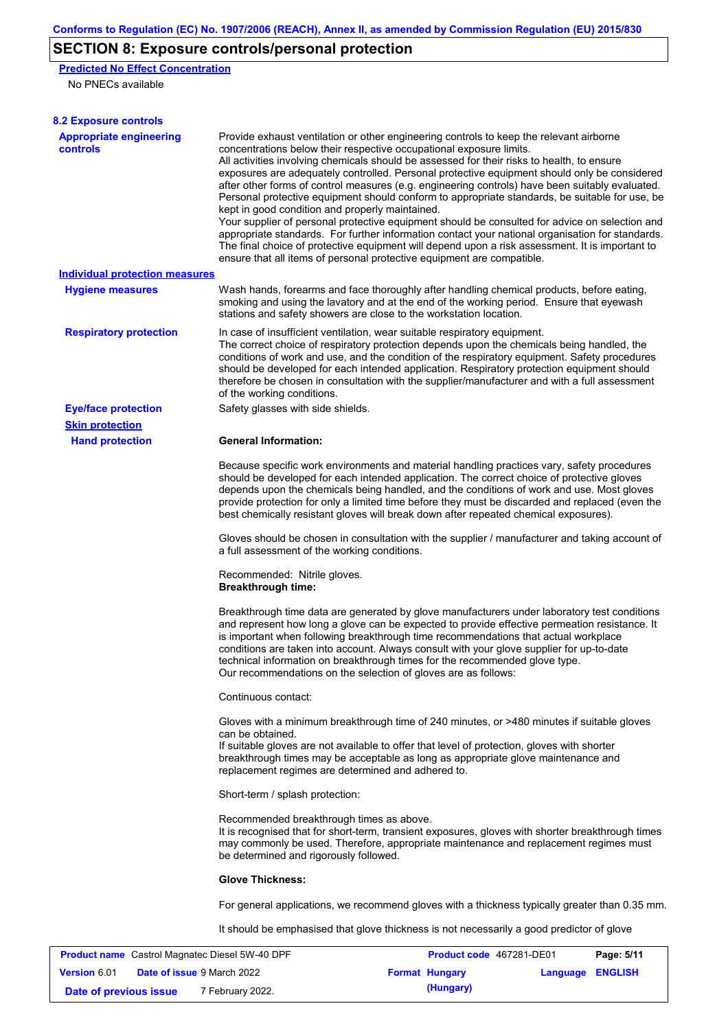## SECTION 8: Exposure controls/personal protection

**Predicted No Effect Concentration**

No PNECs available

### 8.2 Exposure controls

**Appropriate engineering controls**

Provide exhaust ventilation or other engineering controls to keep the relevant airborne concentrations below their respective occupational exposure limits.
All activities involving chemicals should be assessed for their risks to health, to ensure exposures are adequately controlled. Personal protective equipment should only be considered after other forms of control measures (e.g. engineering controls) have been suitably evaluated. Personal protective equipment should conform to appropriate standards, be suitable for use, be kept in good condition and properly maintained.
Your supplier of personal protective equipment should be consulted for advice on selection and appropriate standards. For further information contact your national organisation for standards. The final choice of protective equipment will depend upon a risk assessment. It is important to ensure that all items of personal protective equipment are compatible.

**Individual protection measures**

**Hygiene measures**

Wash hands, forearms and face thoroughly after handling chemical products, before eating, smoking and using the lavatory and at the end of the working period. Ensure that eyewash stations and safety showers are close to the workstation location.

**Respiratory protection**

In case of insufficient ventilation, wear suitable respiratory equipment.
The correct choice of respiratory protection depends upon the chemicals being handled, the conditions of work and use, and the condition of the respiratory equipment. Safety procedures should be developed for each intended application. Respiratory protection equipment should therefore be chosen in consultation with the supplier/manufacturer and with a full assessment of the working conditions.

**Eye/face protection**

Safety glasses with side shields.

**Skin protection**

**Hand protection**

**General Information:**

Because specific work environments and material handling practices vary, safety procedures should be developed for each intended application. The correct choice of protective gloves depends upon the chemicals being handled, and the conditions of work and use. Most gloves provide protection for only a limited time before they must be discarded and replaced (even the best chemically resistant gloves will break down after repeated chemical exposures).

Gloves should be chosen in consultation with the supplier / manufacturer and taking account of a full assessment of the working conditions.

Recommended: Nitrile gloves.
**Breakthrough time:**

Breakthrough time data are generated by glove manufacturers under laboratory test conditions and represent how long a glove can be expected to provide effective permeation resistance. It is important when following breakthrough time recommendations that actual workplace conditions are taken into account. Always consult with your glove supplier for up-to-date technical information on breakthrough times for the recommended glove type.
Our recommendations on the selection of gloves are as follows:

Continuous contact:

Gloves with a minimum breakthrough time of 240 minutes, or >480 minutes if suitable gloves can be obtained.
If suitable gloves are not available to offer that level of protection, gloves with shorter breakthrough times may be acceptable as long as appropriate glove maintenance and replacement regimes are determined and adhered to.

Short-term / splash protection:

Recommended breakthrough times as above.
It is recognised that for short-term, transient exposures, gloves with shorter breakthrough times may commonly be used. Therefore, appropriate maintenance and replacement regimes must be determined and rigorously followed.

**Glove Thickness:**

For general applications, we recommend gloves with a thickness typically greater than 0.35 mm.

It should be emphasised that glove thickness is not necessarily a good predictor of glove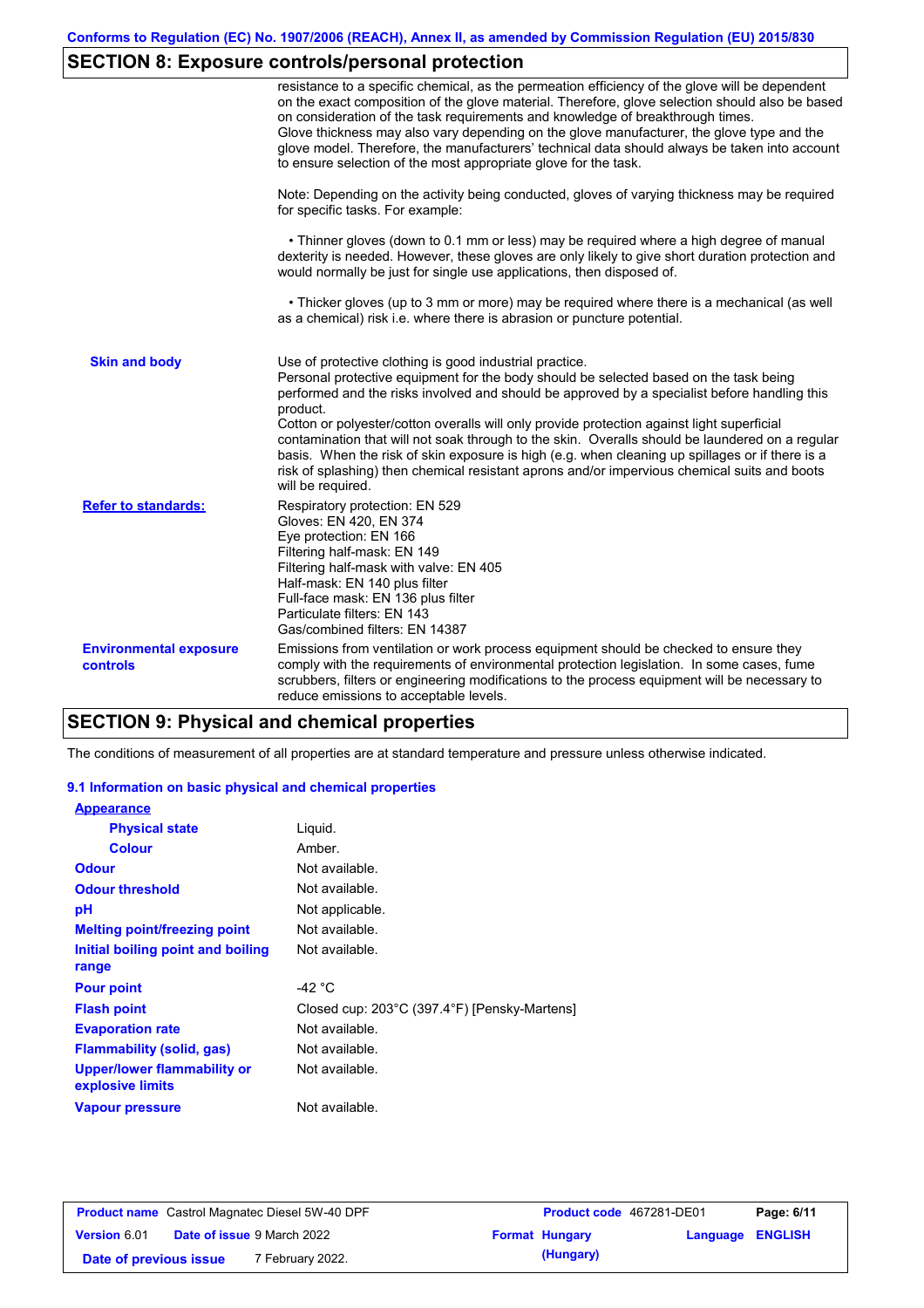## SECTION 8: Exposure controls/personal protection

| | |
|---|---|
| | resistance to a specific chemical, as the permeation efficiency of the glove will be dependent on the exact composition of the glove material. Therefore, glove selection should also be based on consideration of the task requirements and knowledge of breakthrough times. Glove thickness may also vary depending on the glove manufacturer, the glove type and the glove model. Therefore, the manufacturers' technical data should always be taken into account to ensure selection of the most appropriate glove for the task.<br><br>Note: Depending on the activity being conducted, gloves of varying thickness may be required for specific tasks. For example:<br><br>• Thinner gloves (down to 0.1 mm or less) may be required where a high degree of manual dexterity is needed. However, these gloves are only likely to give short duration protection and would normally be just for single use applications, then disposed of.<br><br>• Thicker gloves (up to 3 mm or more) may be required where there is a mechanical (as well as a chemical) risk i.e. where there is abrasion or puncture potential. |
| **Skin and body** | Use of protective clothing is good industrial practice.<br>Personal protective equipment for the body should be selected based on the task being performed and the risks involved and should be approved by a specialist before handling this product.<br>Cotton or polyester/cotton overalls will only provide protection against light superficial contamination that will not soak through to the skin. Overalls should be laundered on a regular basis. When the risk of skin exposure is high (e.g. when cleaning up spillages or if there is a risk of splashing) then chemical resistant aprons and/or impervious chemical suits and boots will be required. |
| **Refer to standards:** | Respiratory protection: EN 529<br>Gloves: EN 420, EN 374<br>Eye protection: EN 166<br>Filtering half-mask: EN 149<br>Filtering half-mask with valve: EN 405<br>Half-mask: EN 140 plus filter<br>Full-face mask: EN 136 plus filter<br>Particulate filters: EN 143<br>Gas/combined filters: EN 14387 |
| **Environmental exposure controls** | Emissions from ventilation or work process equipment should be checked to ensure they comply with the requirements of environmental protection legislation. In some cases, fume scrubbers, filters or engineering modifications to the process equipment will be necessary to reduce emissions to acceptable levels. |

## SECTION 9: Physical and chemical properties

The conditions of measurement of all properties are at standard temperature and pressure unless otherwise indicated.

### 9.1 Information on basic physical and chemical properties

| | |
|---|---|
| **Appearance** | |
| **Physical state** | Liquid. |
| **Colour** | Amber. |
| **Odour** | Not available. |
| **Odour threshold** | Not available. |
| **pH** | Not applicable. |
| **Melting point/freezing point** | Not available. |
| **Initial boiling point and boiling range** | Not available. |
| **Pour point** | -42 °C |
| **Flash point** | Closed cup: 203°C (397.4°F) [Pensky-Martens] |
| **Evaporation rate** | Not available. |
| **Flammability (solid, gas)** | Not available. |
| **Upper/lower flammability or explosive limits** | Not available. |
| **Vapour pressure** | Not available. |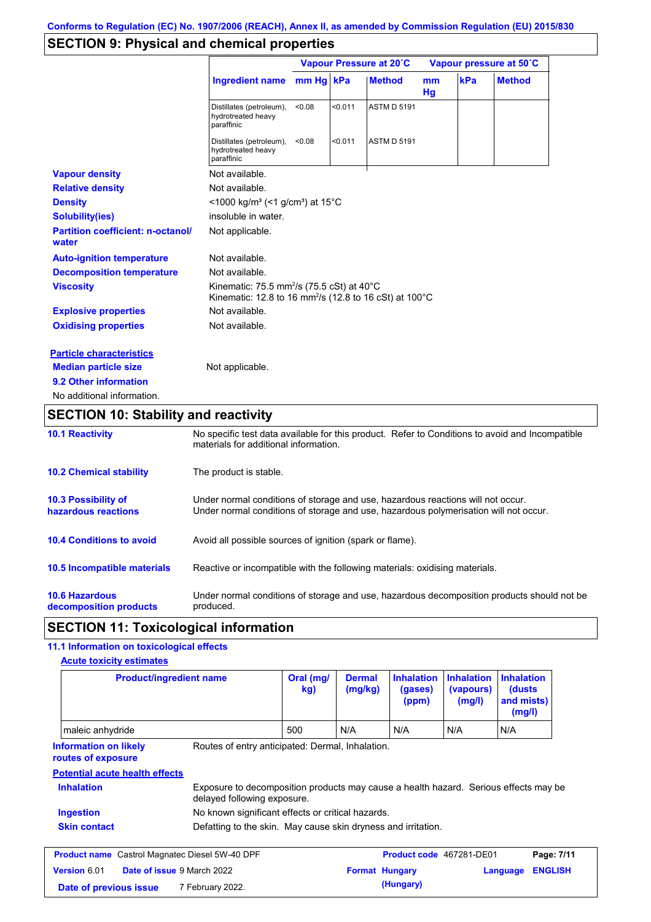Conforms to Regulation (EC) No. 1907/2006 (REACH), Annex II, as amended by Commission Regulation (EU) 2015/830

## SECTION 9: Physical and chemical properties

| Ingredient name | Vapour Pressure at 20˚C | | | Vapour pressure at 50˚C | | |
|---|---|---|---|---|---|---|
| | mm Hg | kPa | Method | mm Hg | kPa | Method |
| Distillates (petroleum), hydrotreated heavy paraffinic | <0.08 | <0.011 | ASTM D 5191 | | | |
| Distillates (petroleum), hydrotreated heavy paraffinic | <0.08 | <0.011 | ASTM D 5191 | | | |

**Vapour density** Not available.

**Relative density** Not available.

**Density** <1000 kg/m³ (<1 g/cm³) at 15°C

**Solubility(ies)** insoluble in water.

**Partition coefficient: n-octanol/ water** Not applicable.

**Auto-ignition temperature** Not available.

**Decomposition temperature** Not available.

**Viscosity** Kinematic: 75.5 mm²/s (75.5 cSt) at 40°C
Kinematic: 12.8 to 16 mm²/s (12.8 to 16 cSt) at 100°C

**Explosive properties** Not available.

**Oxidising properties** Not available.

**Particle characteristics**

**Median particle size** Not applicable.

**9.2 Other information**

No additional information.

## SECTION 10: Stability and reactivity

**10.1 Reactivity** No specific test data available for this product. Refer to Conditions to avoid and Incompatible materials for additional information.

**10.2 Chemical stability** The product is stable.

**10.3 Possibility of hazardous reactions** Under normal conditions of storage and use, hazardous reactions will not occur.
Under normal conditions of storage and use, hazardous polymerisation will not occur.

**10.4 Conditions to avoid** Avoid all possible sources of ignition (spark or flame).

**10.5 Incompatible materials** Reactive or incompatible with the following materials: oxidising materials.

**10.6 Hazardous decomposition products** Under normal conditions of storage and use, hazardous decomposition products should not be produced.

## SECTION 11: Toxicological information

**11.1 Information on toxicological effects**

**Acute toxicity estimates**

| Product/ingredient name | Oral (mg/kg) | Dermal (mg/kg) | Inhalation (gases) (ppm) | Inhalation (vapours) (mg/l) | Inhalation (dusts and mists) (mg/l) |
|---|---|---|---|---|---|
| maleic anhydride | 500 | N/A | N/A | N/A | N/A |

**Information on likely routes of exposure** Routes of entry anticipated: Dermal, Inhalation.

**Potential acute health effects**

**Inhalation** Exposure to decomposition products may cause a health hazard. Serious effects may be delayed following exposure.

**Ingestion** No known significant effects or critical hazards.

**Skin contact** Defatting to the skin. May cause skin dryness and irritation.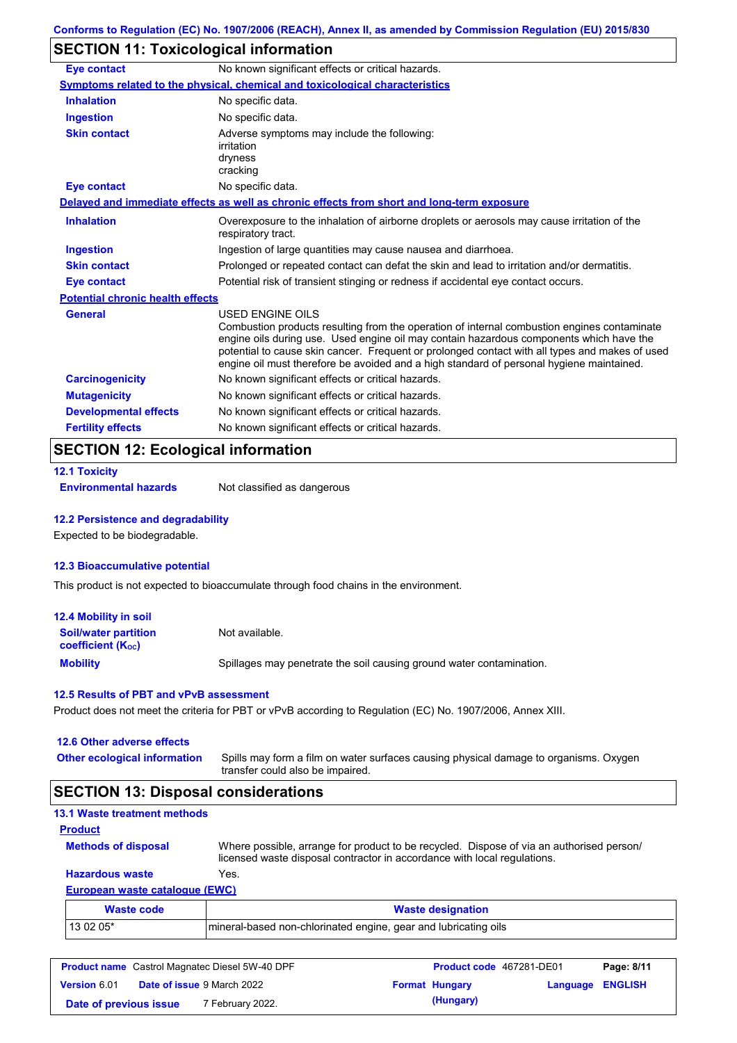## SECTION 11: Toxicological information

**Eye contact** No known significant effects or critical hazards.

**Symptoms related to the physical, chemical and toxicological characteristics**

**Inhalation** No specific data.

**Ingestion** No specific data.

**Skin contact** Adverse symptoms may include the following:
irritation
dryness
cracking

**Eye contact** No specific data.

**Delayed and immediate effects as well as chronic effects from short and long-term exposure**

**Inhalation** Overexposure to the inhalation of airborne droplets or aerosols may cause irritation of the respiratory tract.

**Ingestion** Ingestion of large quantities may cause nausea and diarrhoea.

**Skin contact** Prolonged or repeated contact can defat the skin and lead to irritation and/or dermatitis.

**Eye contact** Potential risk of transient stinging or redness if accidental eye contact occurs.

**Potential chronic health effects**

**General** USED ENGINE OILS
Combustion products resulting from the operation of internal combustion engines contaminate engine oils during use. Used engine oil may contain hazardous components which have the potential to cause skin cancer. Frequent or prolonged contact with all types and makes of used engine oil must therefore be avoided and a high standard of personal hygiene maintained.

**Carcinogenicity** No known significant effects or critical hazards.

**Mutagenicity** No known significant effects or critical hazards.

**Developmental effects** No known significant effects or critical hazards.

**Fertility effects** No known significant effects or critical hazards.

## SECTION 12: Ecological information

### 12.1 Toxicity

**Environmental hazards** Not classified as dangerous

### 12.2 Persistence and degradability

Expected to be biodegradable.

### 12.3 Bioaccumulative potential

This product is not expected to bioaccumulate through food chains in the environment.

### 12.4 Mobility in soil

**Soil/water partition coefficient ($K_{OC}$)** Not available.

**Mobility** Spillages may penetrate the soil causing ground water contamination.

### 12.5 Results of PBT and vPvB assessment

Product does not meet the criteria for PBT or vPvB according to Regulation (EC) No. 1907/2006, Annex XIII.

### 12.6 Other adverse effects

**Other ecological information** Spills may form a film on water surfaces causing physical damage to organisms. Oxygen transfer could also be impaired.

## SECTION 13: Disposal considerations

### 13.1 Waste treatment methods

**Product**

**Methods of disposal** Where possible, arrange for product to be recycled. Dispose of via an authorised person/ licensed waste disposal contractor in accordance with local regulations.

**Hazardous waste** Yes.

**European waste catalogue (EWC)**

| Waste code | Waste designation |
|---|---|
| 13 02 05* | mineral-based non-chlorinated engine, gear and lubricating oils |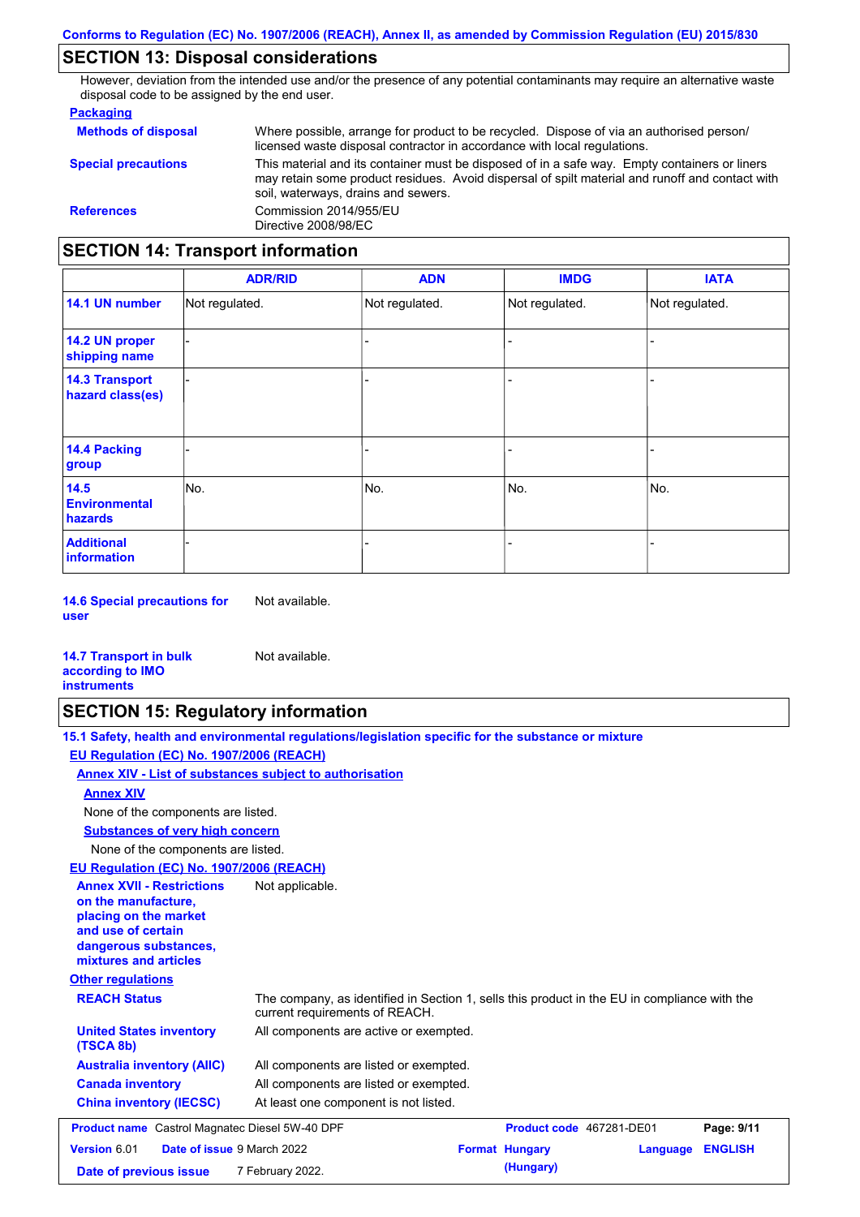## SECTION 13: Disposal considerations

However, deviation from the intended use and/or the presence of any potential contaminants may require an alternative waste disposal code to be assigned by the end user.

**Packaging**

**Methods of disposal** Where possible, arrange for product to be recycled. Dispose of via an authorised person/ licensed waste disposal contractor in accordance with local regulations.

**Special precautions** This material and its container must be disposed of in a safe way. Empty containers or liners may retain some product residues. Avoid dispersal of spilt material and runoff and contact with soil, waterways, drains and sewers.

**References** Commission 2014/955/EU
Directive 2008/98/EC

## SECTION 14: Transport information

| | ADR/RID | ADN | IMDG | IATA |
|---|---|---|---|---|
| **14.1 UN number** | Not regulated. | Not regulated. | Not regulated. | Not regulated. |
| **14.2 UN proper shipping name** | - | - | - | - |
| **14.3 Transport hazard class(es)** | - | - | - | - |
| **14.4 Packing group** | - | - | - | - |
| **14.5 Environmental hazards** | No. | No. | No. | No. |
| **Additional information** | - | - | - | - |

**14.6 Special precautions for user** Not available.

**14.7 Transport in bulk according to IMO instruments** Not available.

## SECTION 15: Regulatory information

**15.1 Safety, health and environmental regulations/legislation specific for the substance or mixture**

**EU Regulation (EC) No. 1907/2006 (REACH)**

**Annex XIV - List of substances subject to authorisation**

**Annex XIV**

None of the components are listed.

**Substances of very high concern**

None of the components are listed.

**EU Regulation (EC) No. 1907/2006 (REACH)**

**Annex XVII - Restrictions on the manufacture, placing on the market and use of certain dangerous substances, mixtures and articles** Not applicable.

**Other regulations**

**REACH Status** The company, as identified in Section 1, sells this product in the EU in compliance with the current requirements of REACH.

**United States inventory (TSCA 8b)** All components are active or exempted.

**Australia inventory (AIIC)** All components are listed or exempted.

**Canada inventory** All components are listed or exempted.

**China inventory (IECSC)** At least one component is not listed.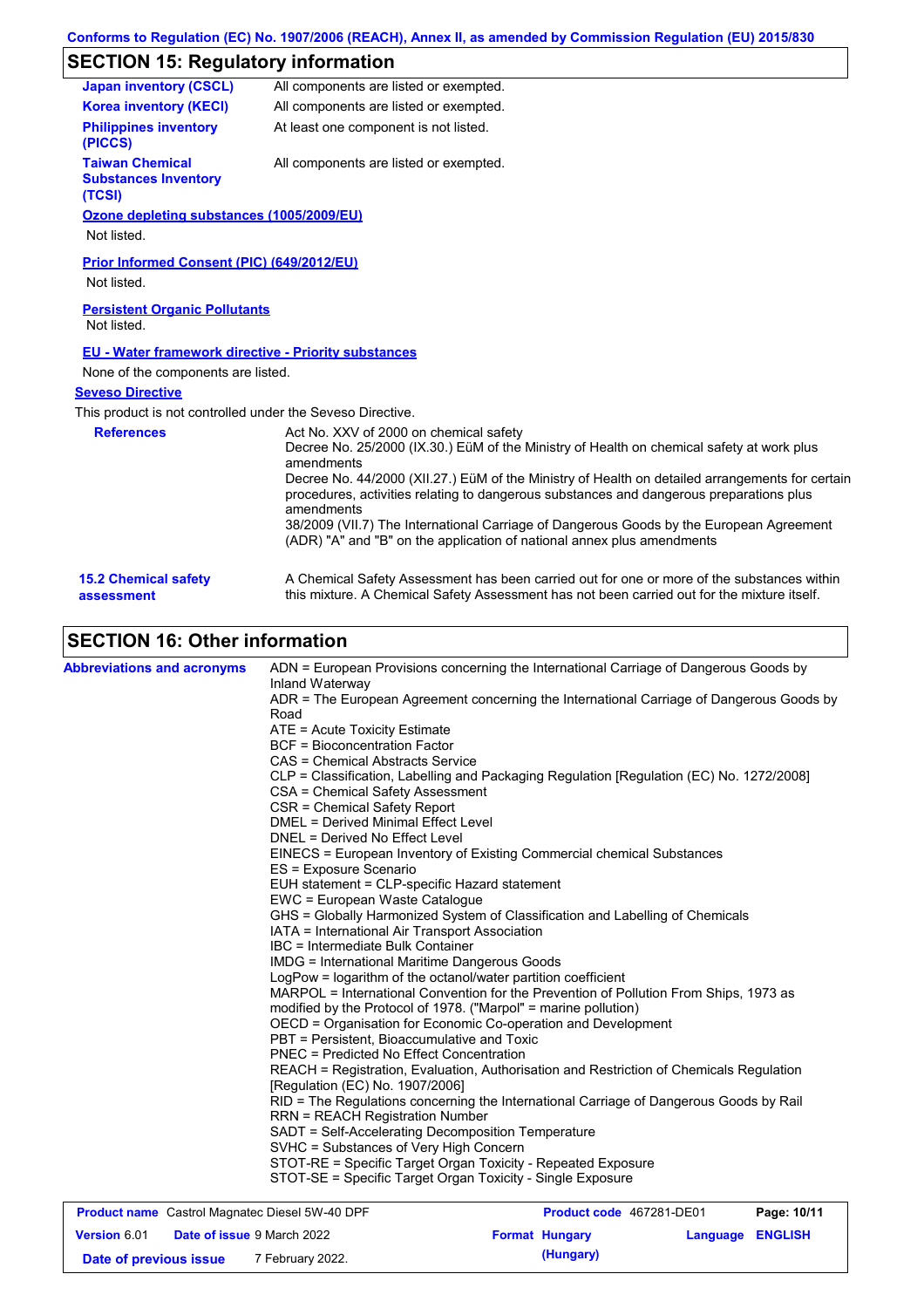## SECTION 15: Regulatory information

| | |
|---|---|
| **Japan inventory (CSCL)** | All components are listed or exempted. |
| **Korea inventory (KECI)** | All components are listed or exempted. |
| **Philippines inventory (PICCS)** | At least one component is not listed. |
| **Taiwan Chemical Substances Inventory (TCSI)** | All components are listed or exempted. |

**Ozone depleting substances (1005/2009/EU)**

Not listed.

**Prior Informed Consent (PIC) (649/2012/EU)**

Not listed.

**Persistent Organic Pollutants**

Not listed.

**EU - Water framework directive - Priority substances**

None of the components are listed.

**Seveso Directive**

This product is not controlled under the Seveso Directive.

**References**

Act No. XXV of 2000 on chemical safety
Decree No. 25/2000 (IX.30.) EüM of the Ministry of Health on chemical safety at work plus amendments
Decree No. 44/2000 (XII.27.) EüM of the Ministry of Health on detailed arrangements for certain procedures, activities relating to dangerous substances and dangerous preparations plus amendments
38/2009 (VII.7) The International Carriage of Dangerous Goods by the European Agreement (ADR) "A" and "B" on the application of national annex plus amendments

**15.2 Chemical safety assessment**

A Chemical Safety Assessment has been carried out for one or more of the substances within this mixture. A Chemical Safety Assessment has not been carried out for the mixture itself.

## SECTION 16: Other information

**Abbreviations and acronyms**

ADN = European Provisions concerning the International Carriage of Dangerous Goods by Inland Waterway
ADR = The European Agreement concerning the International Carriage of Dangerous Goods by Road
ATE = Acute Toxicity Estimate
BCF = Bioconcentration Factor
CAS = Chemical Abstracts Service
CLP = Classification, Labelling and Packaging Regulation [Regulation (EC) No. 1272/2008]
CSA = Chemical Safety Assessment
CSR = Chemical Safety Report
DMEL = Derived Minimal Effect Level
DNEL = Derived No Effect Level
EINECS = European Inventory of Existing Commercial chemical Substances
ES = Exposure Scenario
EUH statement = CLP-specific Hazard statement
EWC = European Waste Catalogue
GHS = Globally Harmonized System of Classification and Labelling of Chemicals
IATA = International Air Transport Association
IBC = Intermediate Bulk Container
IMDG = International Maritime Dangerous Goods
LogPow = logarithm of the octanol/water partition coefficient
MARPOL = International Convention for the Prevention of Pollution From Ships, 1973 as modified by the Protocol of 1978. ("Marpol" = marine pollution)
OECD = Organisation for Economic Co-operation and Development
PBT = Persistent, Bioaccumulative and Toxic
PNEC = Predicted No Effect Concentration
REACH = Registration, Evaluation, Authorisation and Restriction of Chemicals Regulation [Regulation (EC) No. 1907/2006]
RID = The Regulations concerning the International Carriage of Dangerous Goods by Rail
RRN = REACH Registration Number
SADT = Self-Accelerating Decomposition Temperature
SVHC = Substances of Very High Concern
STOT-RE = Specific Target Organ Toxicity - Repeated Exposure
STOT-SE = Specific Target Organ Toxicity - Single Exposure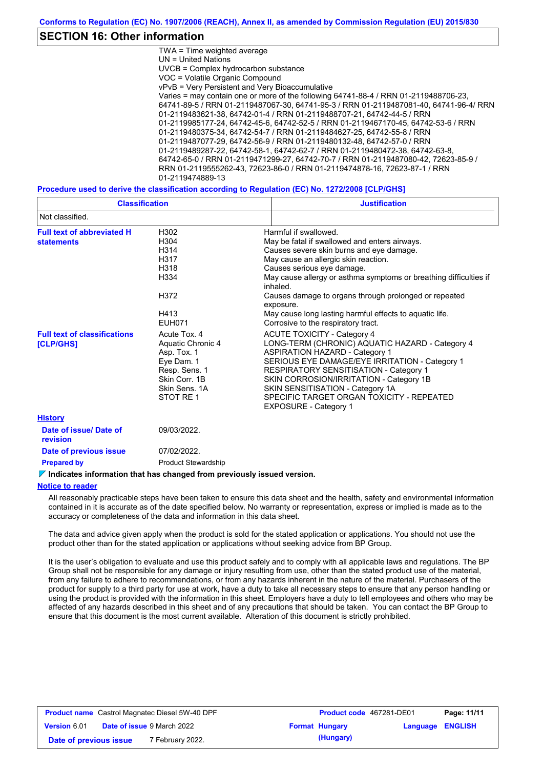## SECTION 16: Other information

TWA = Time weighted average
UN = United Nations
UVCB = Complex hydrocarbon substance
VOC = Volatile Organic Compound
vPvB = Very Persistent and Very Bioaccumulative
Varies = may contain one or more of the following 64741-88-4 / RRN 01-2119488706-23, 64741-89-5 / RRN 01-2119487067-30, 64741-95-3 / RRN 01-2119487081-40, 64741-96-4/ RRN 01-2119483621-38, 64742-01-4 / RRN 01-2119488707-21, 64742-44-5 / RRN 01-2119985177-24, 64742-45-6, 64742-52-5 / RRN 01-2119467170-45, 64742-53-6 / RRN 01-2119480375-34, 64742-54-7 / RRN 01-2119484627-25, 64742-55-8 / RRN 01-2119487077-29, 64742-56-9 / RRN 01-2119480132-48, 64742-57-0 / RRN 01-2119489287-22, 64742-58-1, 64742-62-7 / RRN 01-2119480472-38, 64742-63-8, 64742-65-0 / RRN 01-2119471299-27, 64742-70-7 / RRN 01-2119487080-42, 72623-85-9 / RRN 01-2119555262-43, 72623-86-0 / RRN 01-2119474878-16, 72623-87-1 / RRN 01-2119474889-13

**Procedure used to derive the classification according to Regulation (EC) No. 1272/2008 [CLP/GHS]**

| Classification | Justification |
|---|---|
| Not classified. | |

**Full text of abbreviated H statements**

| | | |
|---|---|---|
| H302 | Harmful if swallowed. |
| H304 | May be fatal if swallowed and enters airways. |
| H314 | Causes severe skin burns and eye damage. |
| H317 | May cause an allergic skin reaction. |
| H318 | Causes serious eye damage. |
| H334 | May cause allergy or asthma symptoms or breathing difficulties if inhaled. |
| H372 | Causes damage to organs through prolonged or repeated exposure. |
| H413 | May cause long lasting harmful effects to aquatic life. |
| EUH071 | Corrosive to the respiratory tract. |

**Full text of classifications [CLP/GHS]**

| | |
|---|---|
| Acute Tox. 4 | ACUTE TOXICITY - Category 4 |
| Aquatic Chronic 4 | LONG-TERM (CHRONIC) AQUATIC HAZARD - Category 4 |
| Asp. Tox. 1 | ASPIRATION HAZARD - Category 1 |
| Eye Dam. 1 | SERIOUS EYE DAMAGE/EYE IRRITATION - Category 1 |
| Resp. Sens. 1 | RESPIRATORY SENSITISATION - Category 1 |
| Skin Corr. 1B | SKIN CORROSION/IRRITATION - Category 1B |
| Skin Sens. 1A | SKIN SENSITISATION - Category 1A |
| STOT RE 1 | SPECIFIC TARGET ORGAN TOXICITY - REPEATED EXPOSURE - Category 1 |

**History**

**Date of issue/ Date of revision** 09/03/2022.

**Date of previous issue** 07/02/2022.

**Prepared by** Product Stewardship

**Indicates information that has changed from previously issued version.**

**Notice to reader**

All reasonably practicable steps have been taken to ensure this data sheet and the health, safety and environmental information contained in it is accurate as of the date specified below. No warranty or representation, express or implied is made as to the accuracy or completeness of the data and information in this data sheet.

The data and advice given apply when the product is sold for the stated application or applications. You should not use the product other than for the stated application or applications without seeking advice from BP Group.

It is the user's obligation to evaluate and use this product safely and to comply with all applicable laws and regulations. The BP Group shall not be responsible for any damage or injury resulting from use, other than the stated product use of the material, from any failure to adhere to recommendations, or from any hazards inherent in the nature of the material. Purchasers of the product for supply to a third party for use at work, have a duty to take all necessary steps to ensure that any person handling or using the product is provided with the information in this sheet. Employers have a duty to tell employees and others who may be affected of any hazards described in this sheet and of any precautions that should be taken. You can contact the BP Group to ensure that this document is the most current available. Alteration of this document is strictly prohibited.